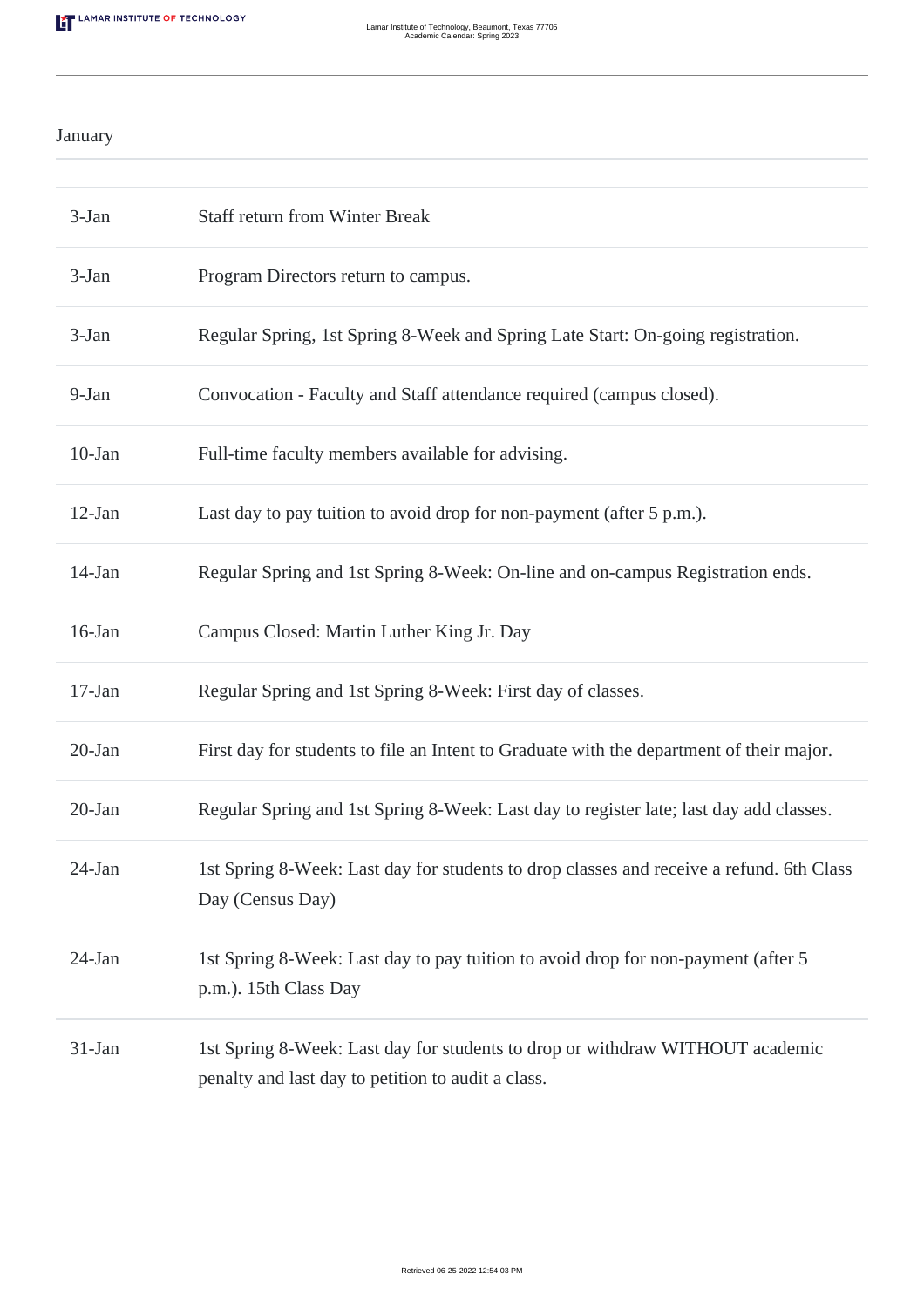## January

| | |
|---|---|
| 3-Jan | Staff return from Winter Break |
| 3-Jan | Program Directors return to campus. |
| 3-Jan | Regular Spring, 1st Spring 8-Week and Spring Late Start: On-going registration. |
| 9-Jan | Convocation - Faculty and Staff attendance required (campus closed). |
| 10-Jan | Full-time faculty members available for advising. |
| 12-Jan | Last day to pay tuition to avoid drop for non-payment (after 5 p.m.). |
| 14-Jan | Regular Spring and 1st Spring 8-Week: On-line and on-campus Registration ends. |
| 16-Jan | Campus Closed: Martin Luther King Jr. Day |
| 17-Jan | Regular Spring and 1st Spring 8-Week: First day of classes. |
| 20-Jan | First day for students to file an Intent to Graduate with the department of their major. |
| 20-Jan | Regular Spring and 1st Spring 8-Week: Last day to register late; last day add classes. |
| 24-Jan | 1st Spring 8-Week: Last day for students to drop classes and receive a refund. 6th Class Day (Census Day) |
| 24-Jan | 1st Spring 8-Week: Last day to pay tuition to avoid drop for non-payment (after 5 p.m.). 15th Class Day |
| 31-Jan | 1st Spring 8-Week: Last day for students to drop or withdraw WITHOUT academic penalty and last day to petition to audit a class. |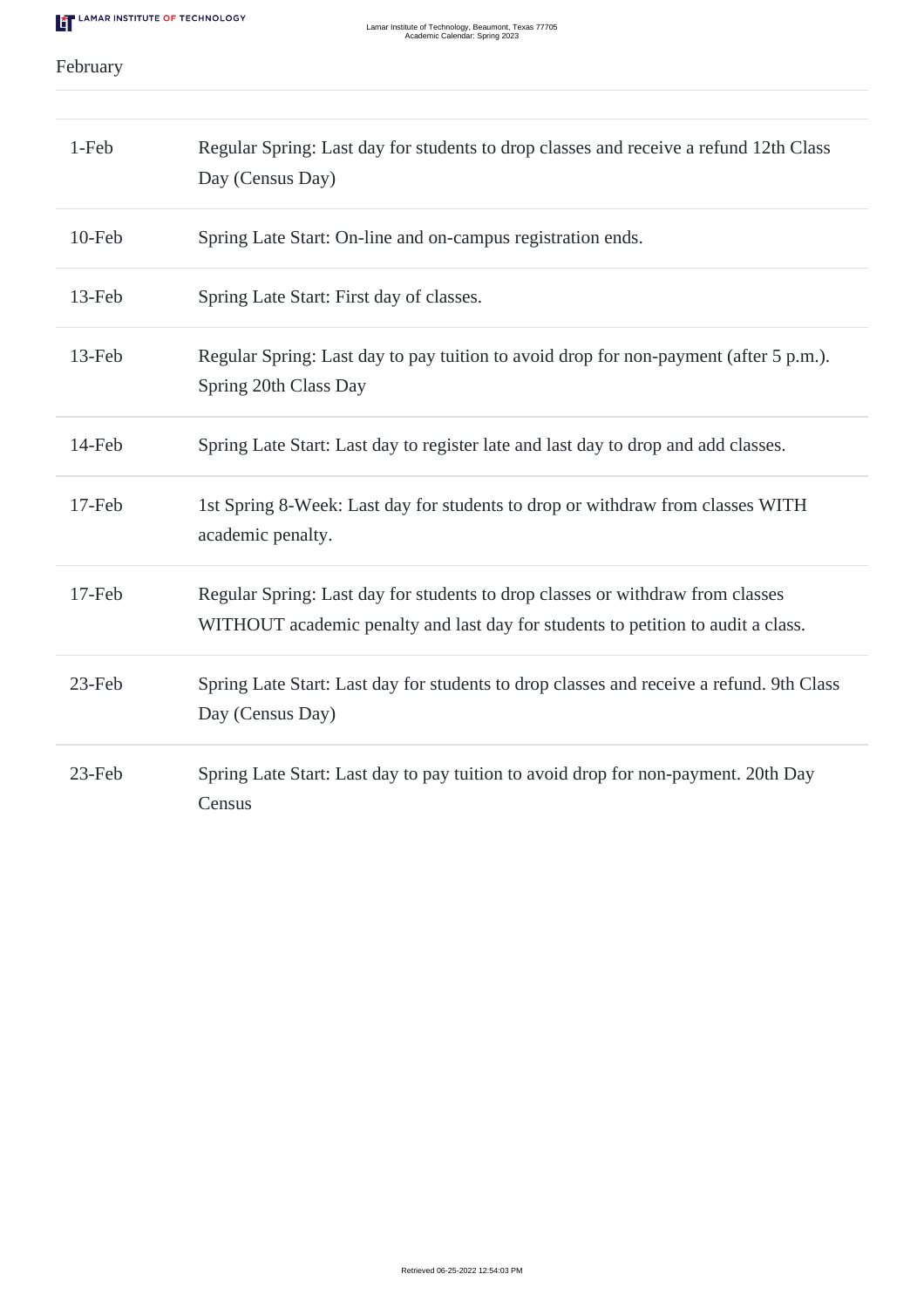February

| | |
|---|---|
| 1-Feb | Regular Spring: Last day for students to drop classes and receive a refund 12th Class Day (Census Day) |
| 10-Feb | Spring Late Start: On-line and on-campus registration ends. |
| 13-Feb | Spring Late Start: First day of classes. |
| 13-Feb | Regular Spring: Last day to pay tuition to avoid drop for non-payment (after 5 p.m.). Spring 20th Class Day |
| 14-Feb | Spring Late Start: Last day to register late and last day to drop and add classes. |
| 17-Feb | 1st Spring 8-Week: Last day for students to drop or withdraw from classes WITH academic penalty. |
| 17-Feb | Regular Spring: Last day for students to drop classes or withdraw from classes WITHOUT academic penalty and last day for students to petition to audit a class. |
| 23-Feb | Spring Late Start: Last day for students to drop classes and receive a refund. 9th Class Day (Census Day) |
| 23-Feb | Spring Late Start: Last day to pay tuition to avoid drop for non-payment. 20th Day Census |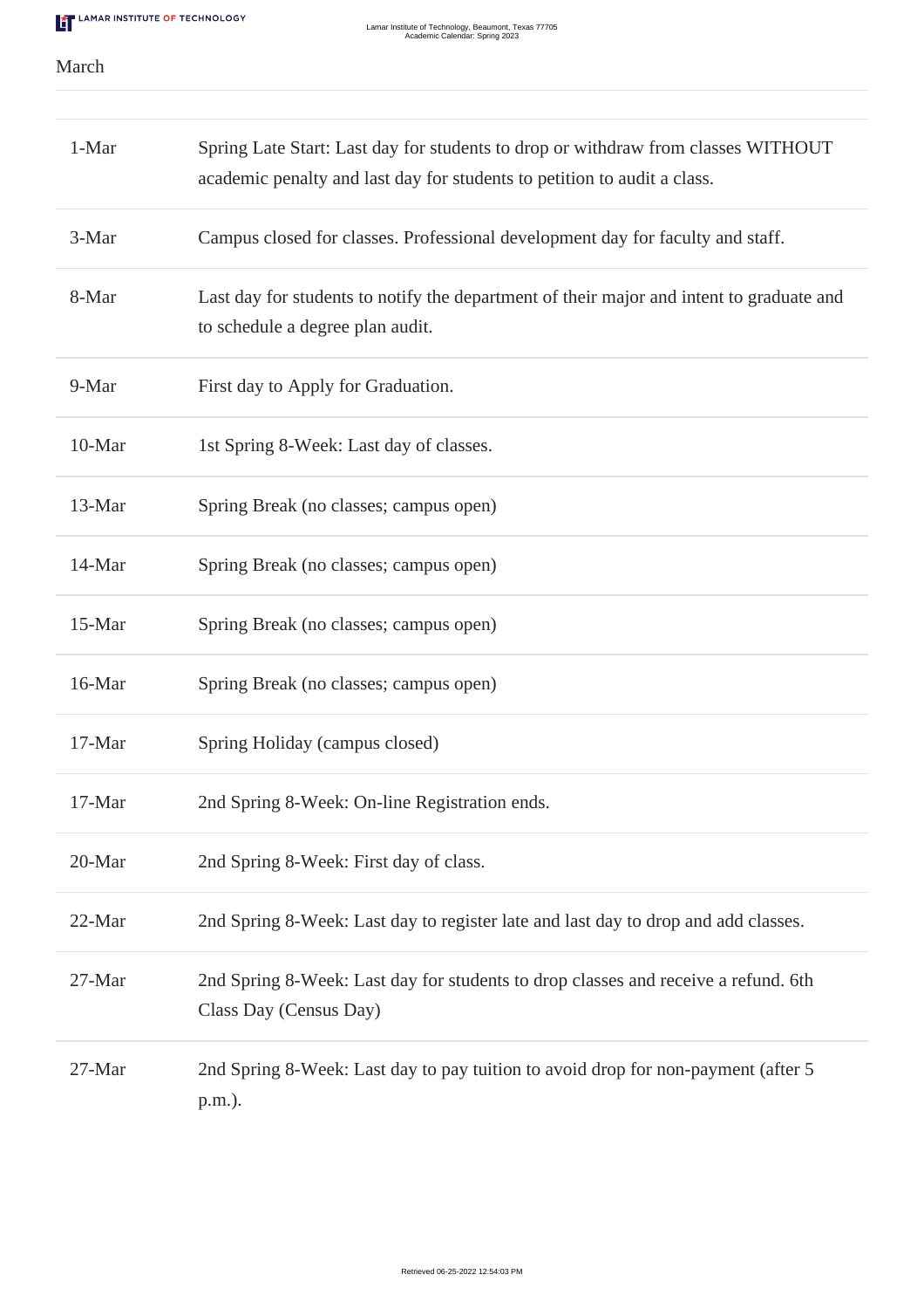March

| | |
|---|---|
| 1-Mar | Spring Late Start: Last day for students to drop or withdraw from classes WITHOUT academic penalty and last day for students to petition to audit a class. |
| 3-Mar | Campus closed for classes. Professional development day for faculty and staff. |
| 8-Mar | Last day for students to notify the department of their major and intent to graduate and to schedule a degree plan audit. |
| 9-Mar | First day to Apply for Graduation. |
| 10-Mar | 1st Spring 8-Week: Last day of classes. |
| 13-Mar | Spring Break (no classes; campus open) |
| 14-Mar | Spring Break (no classes; campus open) |
| 15-Mar | Spring Break (no classes; campus open) |
| 16-Mar | Spring Break (no classes; campus open) |
| 17-Mar | Spring Holiday (campus closed) |
| 17-Mar | 2nd Spring 8-Week: On-line Registration ends. |
| 20-Mar | 2nd Spring 8-Week: First day of class. |
| 22-Mar | 2nd Spring 8-Week: Last day to register late and last day to drop and add classes. |
| 27-Mar | 2nd Spring 8-Week: Last day for students to drop classes and receive a refund. 6th Class Day (Census Day) |
| 27-Mar | 2nd Spring 8-Week: Last day to pay tuition to avoid drop for non-payment (after 5 p.m.). |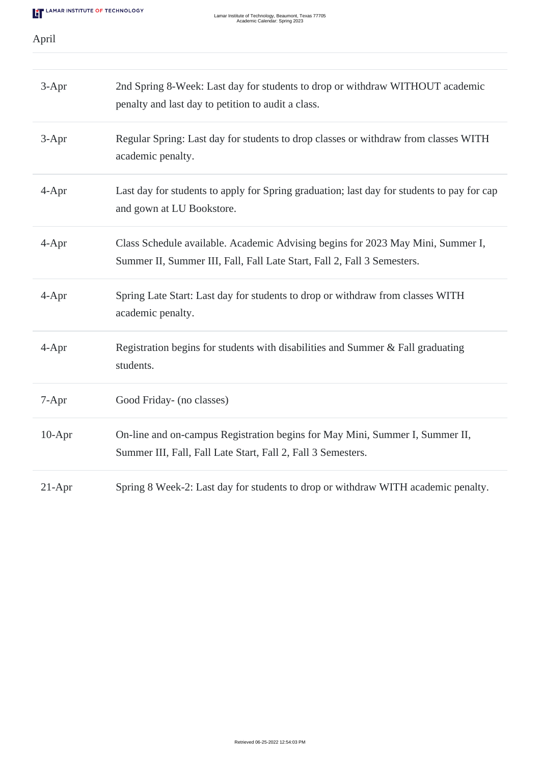## April

| | |
|---|---|
| 3-Apr | 2nd Spring 8-Week: Last day for students to drop or withdraw WITHOUT academic penalty and last day to petition to audit a class. |
| 3-Apr | Regular Spring: Last day for students to drop classes or withdraw from classes WITH academic penalty. |
| 4-Apr | Last day for students to apply for Spring graduation; last day for students to pay for cap and gown at LU Bookstore. |
| 4-Apr | Class Schedule available. Academic Advising begins for 2023 May Mini, Summer I, Summer II, Summer III, Fall, Fall Late Start, Fall 2, Fall 3 Semesters. |
| 4-Apr | Spring Late Start: Last day for students to drop or withdraw from classes WITH academic penalty. |
| 4-Apr | Registration begins for students with disabilities and Summer & Fall graduating students. |
| 7-Apr | Good Friday- (no classes) |
| 10-Apr | On-line and on-campus Registration begins for May Mini, Summer I, Summer II, Summer III, Fall, Fall Late Start, Fall 2, Fall 3 Semesters. |
| 21-Apr | Spring 8 Week-2: Last day for students to drop or withdraw WITH academic penalty. |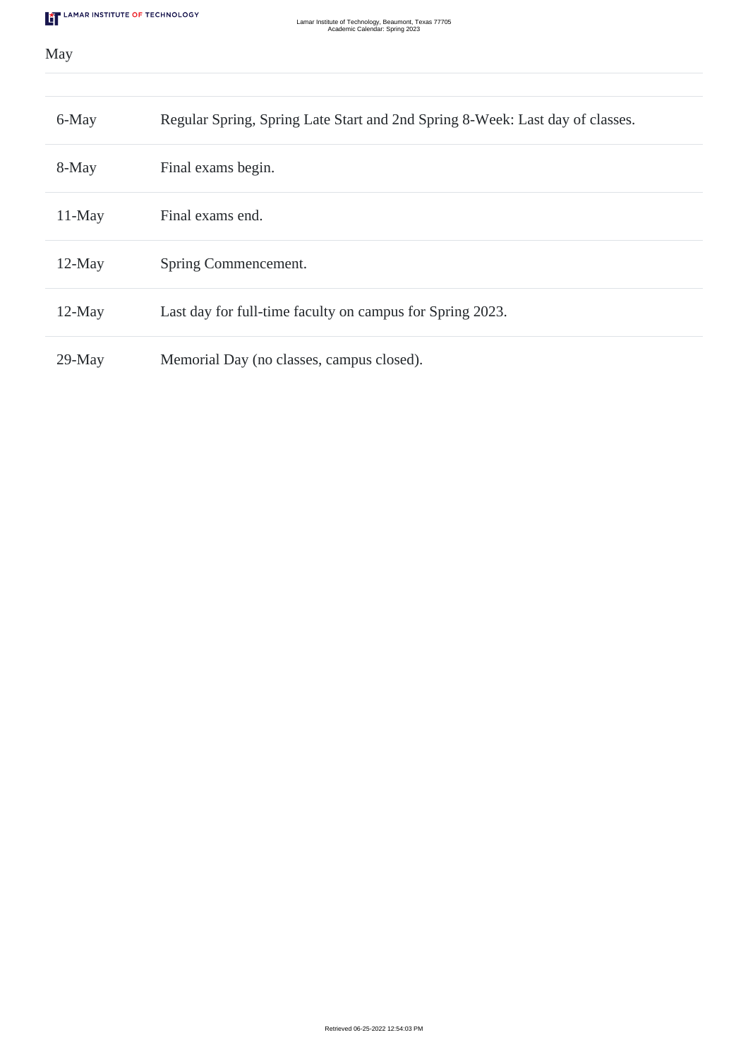## May

| | |
|---|---|
| 6-May | Regular Spring, Spring Late Start and 2nd Spring 8-Week: Last day of classes. |
| 8-May | Final exams begin. |
| 11-May | Final exams end. |
| 12-May | Spring Commencement. |
| 12-May | Last day for full-time faculty on campus for Spring 2023. |
| 29-May | Memorial Day (no classes, campus closed). |